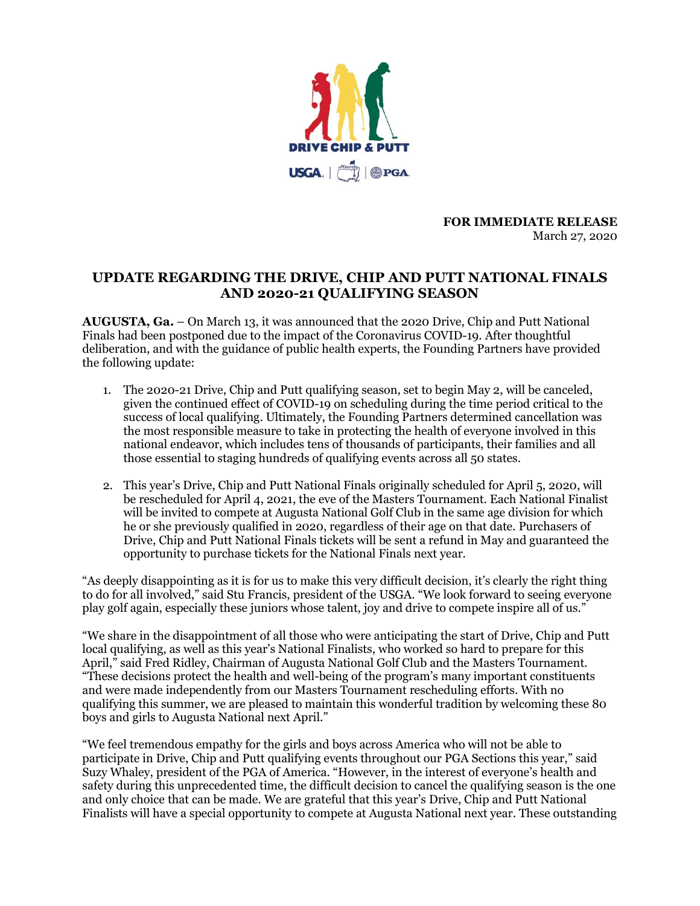**FOR IMMEDIATE RELEASE**
March 27, 2020

## UPDATE REGARDING THE DRIVE, CHIP AND PUTT NATIONAL FINALS AND 2020-21 QUALIFYING SEASON

**AUGUSTA, Ga.** – On March 13, it was announced that the 2020 Drive, Chip and Putt National Finals had been postponed due to the impact of the Coronavirus COVID-19. After thoughtful deliberation, and with the guidance of public health experts, the Founding Partners have provided the following update:

1. The 2020-21 Drive, Chip and Putt qualifying season, set to begin May 2, will be canceled, given the continued effect of COVID-19 on scheduling during the time period critical to the success of local qualifying. Ultimately, the Founding Partners determined cancellation was the most responsible measure to take in protecting the health of everyone involved in this national endeavor, which includes tens of thousands of participants, their families and all those essential to staging hundreds of qualifying events across all 50 states.

2. This year's Drive, Chip and Putt National Finals originally scheduled for April 5, 2020, will be rescheduled for April 4, 2021, the eve of the Masters Tournament. Each National Finalist will be invited to compete at Augusta National Golf Club in the same age division for which he or she previously qualified in 2020, regardless of their age on that date. Purchasers of Drive, Chip and Putt National Finals tickets will be sent a refund in May and guaranteed the opportunity to purchase tickets for the National Finals next year.

"As deeply disappointing as it is for us to make this very difficult decision, it's clearly the right thing to do for all involved," said Stu Francis, president of the USGA. "We look forward to seeing everyone play golf again, especially these juniors whose talent, joy and drive to compete inspire all of us."

"We share in the disappointment of all those who were anticipating the start of Drive, Chip and Putt local qualifying, as well as this year's National Finalists, who worked so hard to prepare for this April," said Fred Ridley, Chairman of Augusta National Golf Club and the Masters Tournament. "These decisions protect the health and well-being of the program's many important constituents and were made independently from our Masters Tournament rescheduling efforts. With no qualifying this summer, we are pleased to maintain this wonderful tradition by welcoming these 80 boys and girls to Augusta National next April."

"We feel tremendous empathy for the girls and boys across America who will not be able to participate in Drive, Chip and Putt qualifying events throughout our PGA Sections this year," said Suzy Whaley, president of the PGA of America. "However, in the interest of everyone's health and safety during this unprecedented time, the difficult decision to cancel the qualifying season is the one and only choice that can be made. We are grateful that this year's Drive, Chip and Putt National Finalists will have a special opportunity to compete at Augusta National next year. These outstanding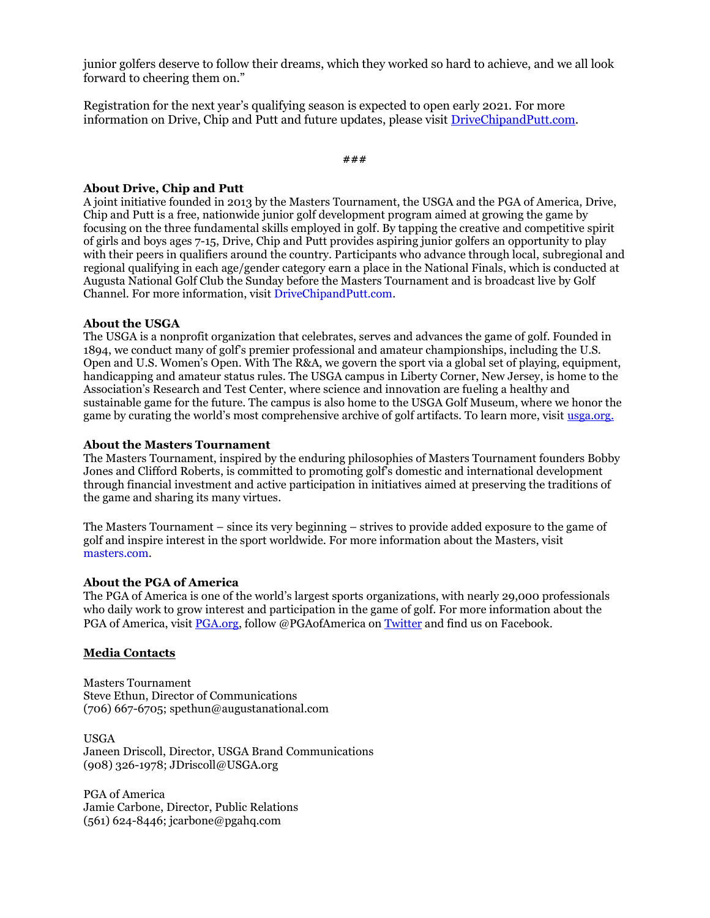junior golfers deserve to follow their dreams, which they worked so hard to achieve, and we all look forward to cheering them on."

Registration for the next year's qualifying season is expected to open early 2021. For more information on Drive, Chip and Putt and future updates, please visit DriveChipandPutt.com.

###

**About Drive, Chip and Putt**
A joint initiative founded in 2013 by the Masters Tournament, the USGA and the PGA of America, Drive, Chip and Putt is a free, nationwide junior golf development program aimed at growing the game by focusing on the three fundamental skills employed in golf. By tapping the creative and competitive spirit of girls and boys ages 7-15, Drive, Chip and Putt provides aspiring junior golfers an opportunity to play with their peers in qualifiers around the country. Participants who advance through local, subregional and regional qualifying in each age/gender category earn a place in the National Finals, which is conducted at Augusta National Golf Club the Sunday before the Masters Tournament and is broadcast live by Golf Channel. For more information, visit DriveChipandPutt.com.

**About the USGA**
The USGA is a nonprofit organization that celebrates, serves and advances the game of golf. Founded in 1894, we conduct many of golf's premier professional and amateur championships, including the U.S. Open and U.S. Women's Open. With The R&A, we govern the sport via a global set of playing, equipment, handicapping and amateur status rules. The USGA campus in Liberty Corner, New Jersey, is home to the Association's Research and Test Center, where science and innovation are fueling a healthy and sustainable game for the future. The campus is also home to the USGA Golf Museum, where we honor the game by curating the world's most comprehensive archive of golf artifacts. To learn more, visit usga.org.

**About the Masters Tournament**
The Masters Tournament, inspired by the enduring philosophies of Masters Tournament founders Bobby Jones and Clifford Roberts, is committed to promoting golf's domestic and international development through financial investment and active participation in initiatives aimed at preserving the traditions of the game and sharing its many virtues.

The Masters Tournament – since its very beginning – strives to provide added exposure to the game of golf and inspire interest in the sport worldwide. For more information about the Masters, visit masters.com.

**About the PGA of America**
The PGA of America is one of the world's largest sports organizations, with nearly 29,000 professionals who daily work to grow interest and participation in the game of golf. For more information about the PGA of America, visit PGA.org, follow @PGAofAmerica on Twitter and find us on Facebook.

**Media Contacts**

Masters Tournament
Steve Ethun, Director of Communications
(706) 667-6705; spethun@augustanational.com

USGA
Janeen Driscoll, Director, USGA Brand Communications
(908) 326-1978; JDriscoll@USGA.org

PGA of America
Jamie Carbone, Director, Public Relations
(561) 624-8446; jcarbone@pgahq.com